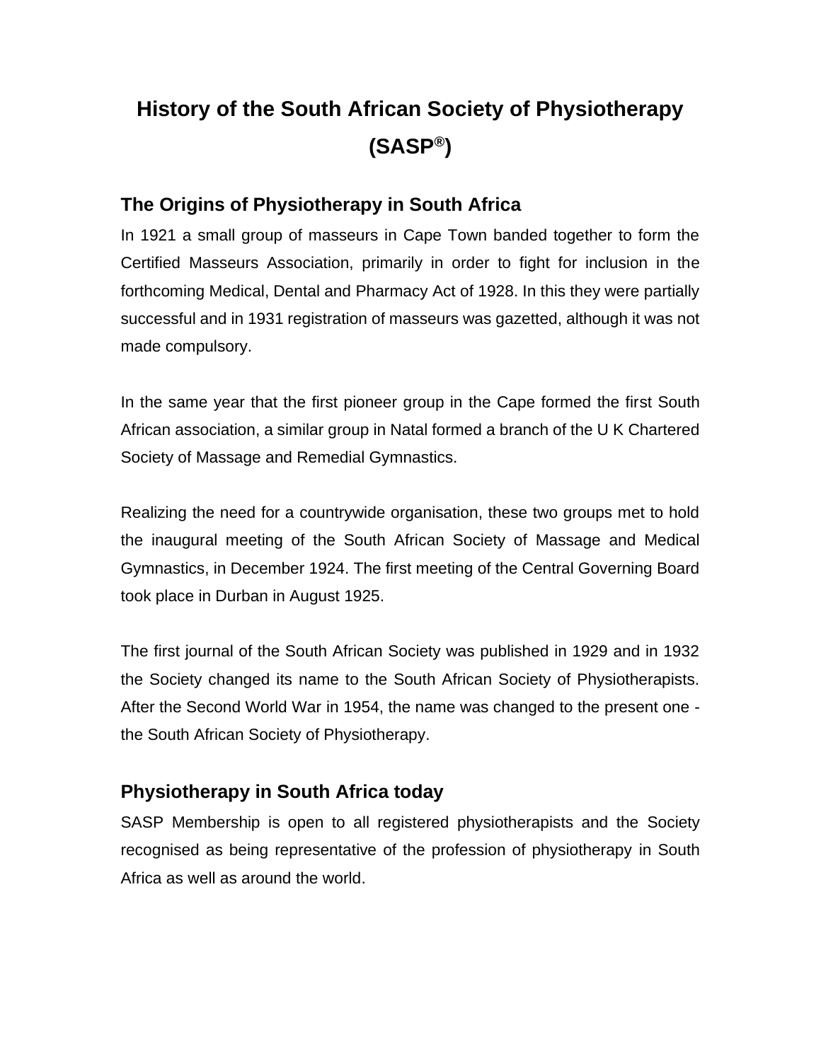# History of the South African Society of Physiotherapy (SASP®)

## The Origins of Physiotherapy in South Africa

In 1921 a small group of masseurs in Cape Town banded together to form the Certified Masseurs Association, primarily in order to fight for inclusion in the forthcoming Medical, Dental and Pharmacy Act of 1928. In this they were partially successful and in 1931 registration of masseurs was gazetted, although it was not made compulsory.

In the same year that the first pioneer group in the Cape formed the first South African association, a similar group in Natal formed a branch of the U K Chartered Society of Massage and Remedial Gymnastics.

Realizing the need for a countrywide organisation, these two groups met to hold the inaugural meeting of the South African Society of Massage and Medical Gymnastics, in December 1924. The first meeting of the Central Governing Board took place in Durban in August 1925.

The first journal of the South African Society was published in 1929 and in 1932 the Society changed its name to the South African Society of Physiotherapists. After the Second World War in 1954, the name was changed to the present one - the South African Society of Physiotherapy.

## Physiotherapy in South Africa today

SASP Membership is open to all registered physiotherapists and the Society recognised as being representative of the profession of physiotherapy in South Africa as well as around the world.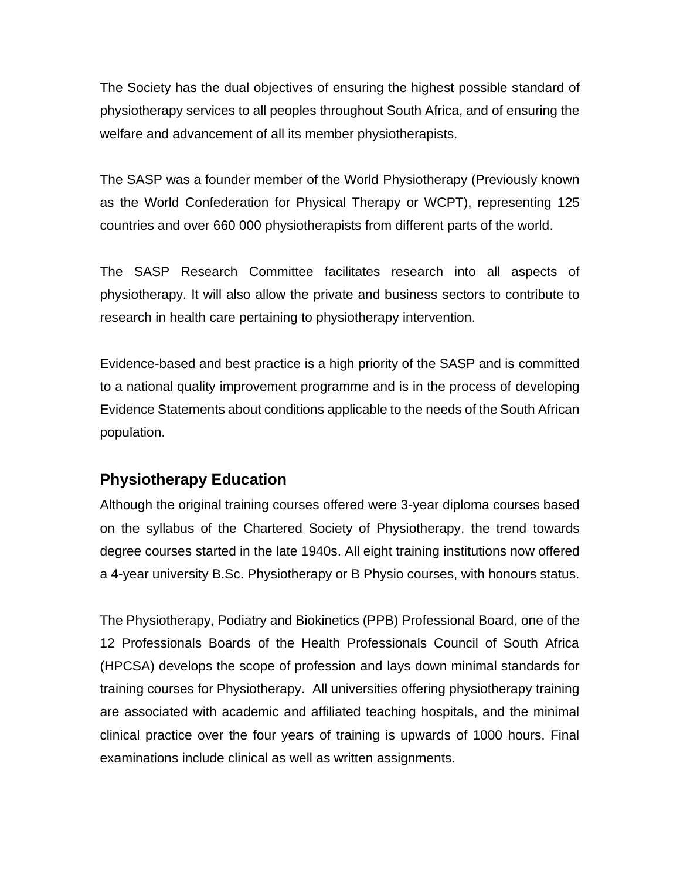The Society has the dual objectives of ensuring the highest possible standard of physiotherapy services to all peoples throughout South Africa, and of ensuring the welfare and advancement of all its member physiotherapists.

The SASP was a founder member of the World Physiotherapy (Previously known as the World Confederation for Physical Therapy or WCPT), representing 125 countries and over 660 000 physiotherapists from different parts of the world.

The SASP Research Committee facilitates research into all aspects of physiotherapy. It will also allow the private and business sectors to contribute to research in health care pertaining to physiotherapy intervention.

Evidence-based and best practice is a high priority of the SASP and is committed to a national quality improvement programme and is in the process of developing Evidence Statements about conditions applicable to the needs of the South African population.

## Physiotherapy Education

Although the original training courses offered were 3-year diploma courses based on the syllabus of the Chartered Society of Physiotherapy, the trend towards degree courses started in the late 1940s. All eight training institutions now offered a 4-year university B.Sc. Physiotherapy or B Physio courses, with honours status.

The Physiotherapy, Podiatry and Biokinetics (PPB) Professional Board, one of the 12 Professionals Boards of the Health Professionals Council of South Africa (HPCSA) develops the scope of profession and lays down minimal standards for training courses for Physiotherapy. All universities offering physiotherapy training are associated with academic and affiliated teaching hospitals, and the minimal clinical practice over the four years of training is upwards of 1000 hours. Final examinations include clinical as well as written assignments.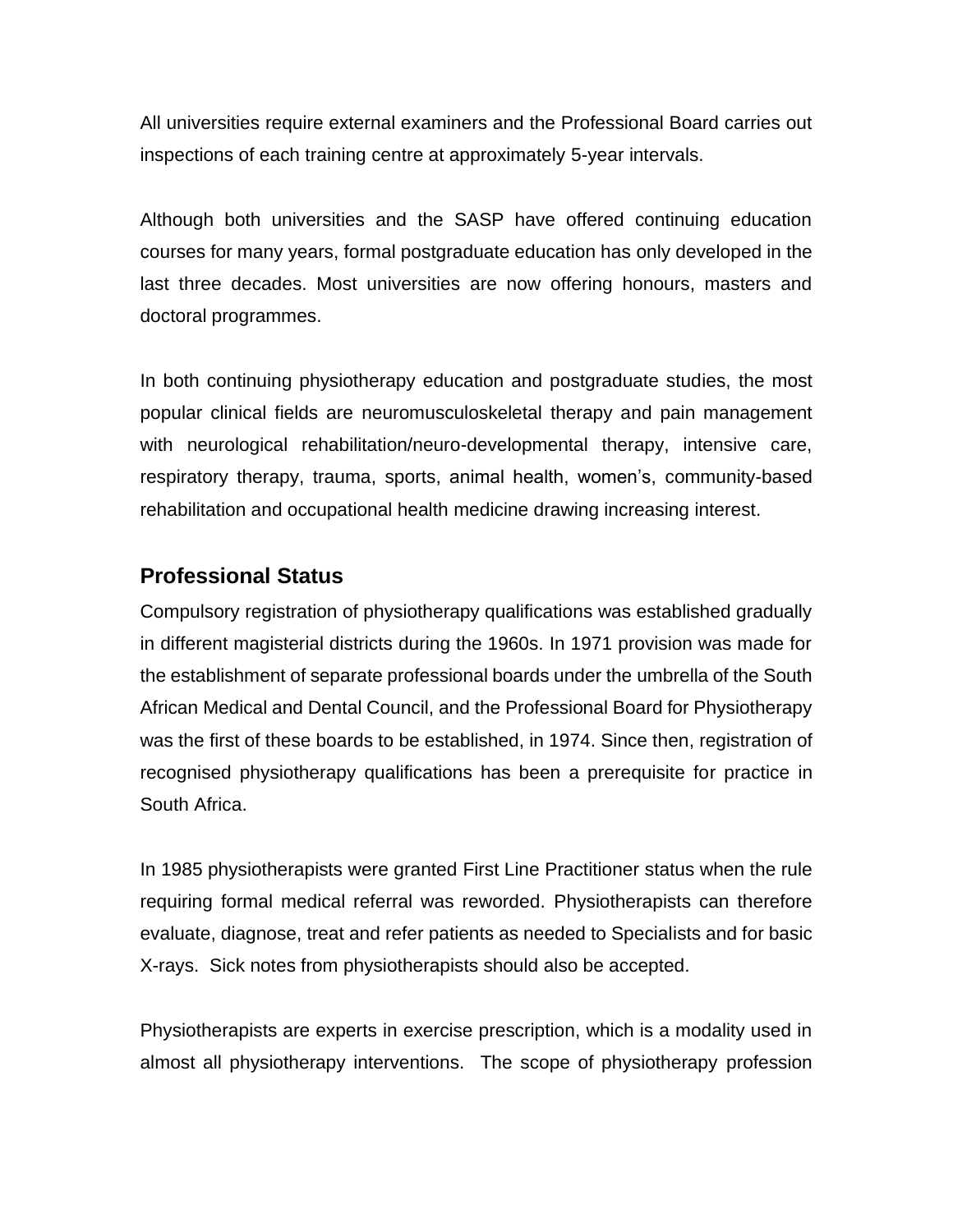All universities require external examiners and the Professional Board carries out inspections of each training centre at approximately 5-year intervals.

Although both universities and the SASP have offered continuing education courses for many years, formal postgraduate education has only developed in the last three decades. Most universities are now offering honours, masters and doctoral programmes.

In both continuing physiotherapy education and postgraduate studies, the most popular clinical fields are neuromusculoskeletal therapy and pain management with neurological rehabilitation/neuro-developmental therapy, intensive care, respiratory therapy, trauma, sports, animal health, women's, community-based rehabilitation and occupational health medicine drawing increasing interest.

## Professional Status

Compulsory registration of physiotherapy qualifications was established gradually in different magisterial districts during the 1960s. In 1971 provision was made for the establishment of separate professional boards under the umbrella of the South African Medical and Dental Council, and the Professional Board for Physiotherapy was the first of these boards to be established, in 1974. Since then, registration of recognised physiotherapy qualifications has been a prerequisite for practice in South Africa.

In 1985 physiotherapists were granted First Line Practitioner status when the rule requiring formal medical referral was reworded. Physiotherapists can therefore evaluate, diagnose, treat and refer patients as needed to Specialists and for basic X-rays. Sick notes from physiotherapists should also be accepted.

Physiotherapists are experts in exercise prescription, which is a modality used in almost all physiotherapy interventions. The scope of physiotherapy profession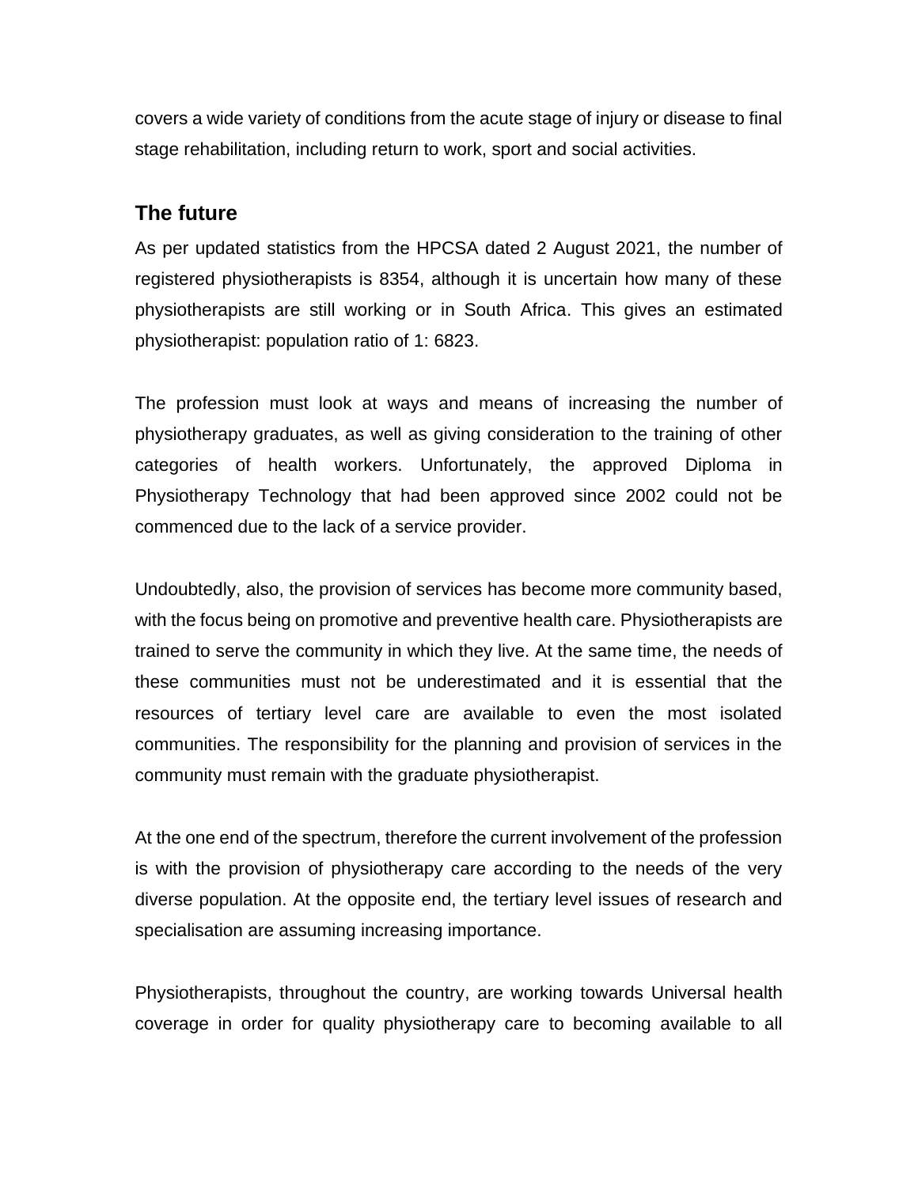covers a wide variety of conditions from the acute stage of injury or disease to final stage rehabilitation, including return to work, sport and social activities.

## The future

As per updated statistics from the HPCSA dated 2 August 2021, the number of registered physiotherapists is 8354, although it is uncertain how many of these physiotherapists are still working or in South Africa. This gives an estimated physiotherapist: population ratio of 1: 6823.

The profession must look at ways and means of increasing the number of physiotherapy graduates, as well as giving consideration to the training of other categories of health workers. Unfortunately, the approved Diploma in Physiotherapy Technology that had been approved since 2002 could not be commenced due to the lack of a service provider.

Undoubtedly, also, the provision of services has become more community based, with the focus being on promotive and preventive health care. Physiotherapists are trained to serve the community in which they live. At the same time, the needs of these communities must not be underestimated and it is essential that the resources of tertiary level care are available to even the most isolated communities. The responsibility for the planning and provision of services in the community must remain with the graduate physiotherapist.

At the one end of the spectrum, therefore the current involvement of the profession is with the provision of physiotherapy care according to the needs of the very diverse population. At the opposite end, the tertiary level issues of research and specialisation are assuming increasing importance.

Physiotherapists, throughout the country, are working towards Universal health coverage in order for quality physiotherapy care to becoming available to all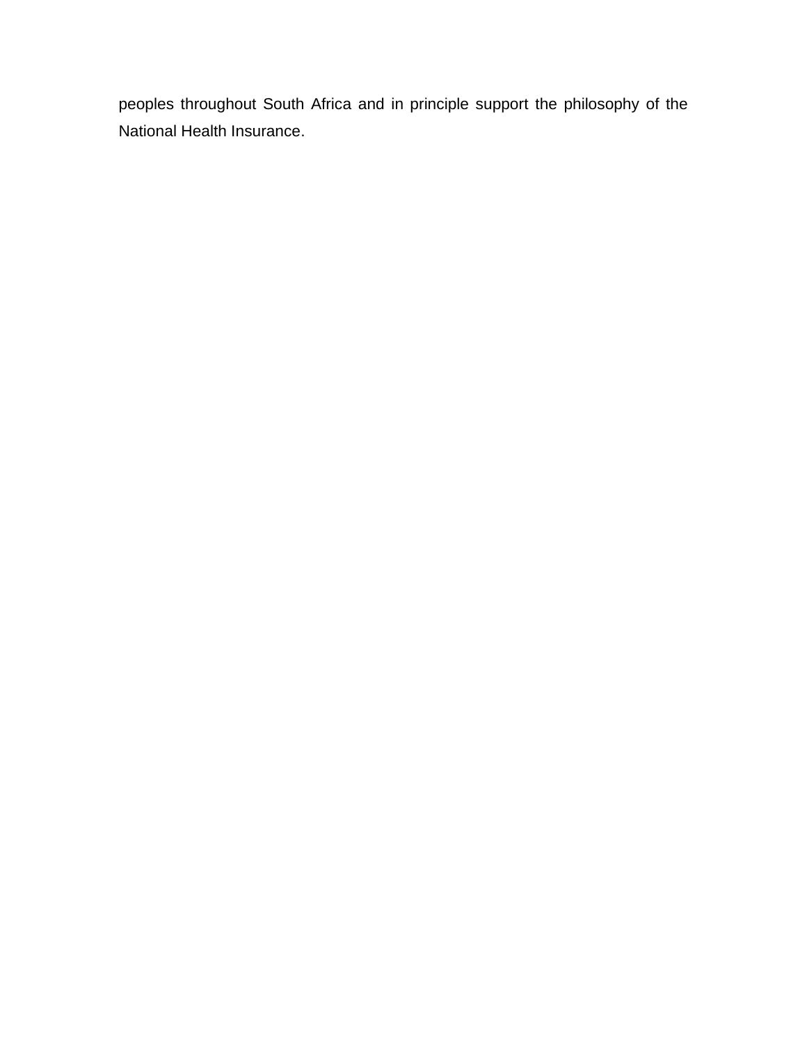peoples throughout South Africa and in principle support the philosophy of the National Health Insurance.